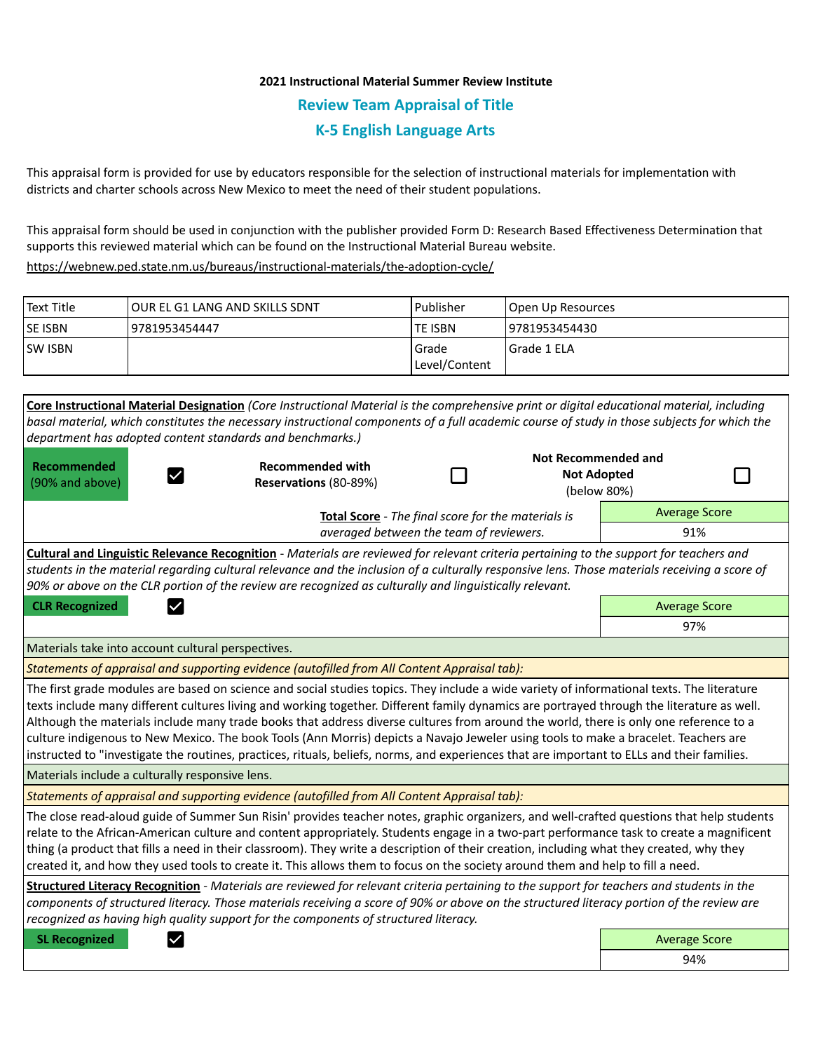**2021 Instructional Material Summer Review Institute**

## Review Team Appraisal of Title

## K-5 English Language Arts

This appraisal form is provided for use by educators responsible for the selection of instructional materials for implementation with districts and charter schools across New Mexico to meet the need of their student populations.

This appraisal form should be used in conjunction with the publisher provided Form D: Research Based Effectiveness Determination that supports this reviewed material which can be found on the Instructional Material Bureau website.
https://webnew.ped.state.nm.us/bureaus/instructional-materials/the-adoption-cycle/

| Text Title | OUR EL G1 LANG AND SKILLS SDNT | Publisher | Open Up Resources |
|---|---|---|---|
| SE ISBN | 9781953454447 | TE ISBN | 9781953454430 |
| SW ISBN | | Grade Level/Content | Grade 1 ELA |

**Core Instructional Material Designation** *(Core Instructional Material is the comprehensive print or digital educational material, including basal material, which constitutes the necessary instructional components of a full academic course of study in those subjects for which the department has adopted content standards and benchmarks.)*

| **Recommended** (90% and above) | ☑ | **Recommended with Reservations** (80-89%) | ☐ | **Not Recommended and Not Adopted** (below 80%) | ☐ |
|---|---|---|---|---|---|

**Total Score** - *The final score for the materials is averaged between the team of reviewers.*

| Average Score |
|---|
| 91% |

**Cultural and Linguistic Relevance Recognition** - *Materials are reviewed for relevant criteria pertaining to the support for teachers and students in the material regarding cultural relevance and the inclusion of a culturally responsive lens. Those materials receiving a score of 90% or above on the CLR portion of the review are recognized as culturally and linguistically relevant.*

**CLR Recognized** ☑

| Average Score |
|---|
| 97% |

Materials take into account cultural perspectives.

*Statements of appraisal and supporting evidence (autofilled from All Content Appraisal tab):*

The first grade modules are based on science and social studies topics. They include a wide variety of informational texts. The literature texts include many different cultures living and working together. Different family dynamics are portrayed through the literature as well. Although the materials include many trade books that address diverse cultures from around the world, there is only one reference to a culture indigenous to New Mexico. The book Tools (Ann Morris) depicts a Navajo Jeweler using tools to make a bracelet. Teachers are instructed to "investigate the routines, practices, rituals, beliefs, norms, and experiences that are important to ELLs and their families.

Materials include a culturally responsive lens.

*Statements of appraisal and supporting evidence (autofilled from All Content Appraisal tab):*

The close read-aloud guide of Summer Sun Risin' provides teacher notes, graphic organizers, and well-crafted questions that help students relate to the African-American culture and content appropriately. Students engage in a two-part performance task to create a magnificent thing (a product that fills a need in their classroom). They write a description of their creation, including what they created, why they created it, and how they used tools to create it. This allows them to focus on the society around them and help to fill a need.

**Structured Literacy Recognition** - *Materials are reviewed for relevant criteria pertaining to the support for teachers and students in the components of structured literacy. Those materials receiving a score of 90% or above on the structured literacy portion of the review are recognized as having high quality support for the components of structured literacy.*

**SL Recognized** ☑

| Average Score |
|---|
| 94% |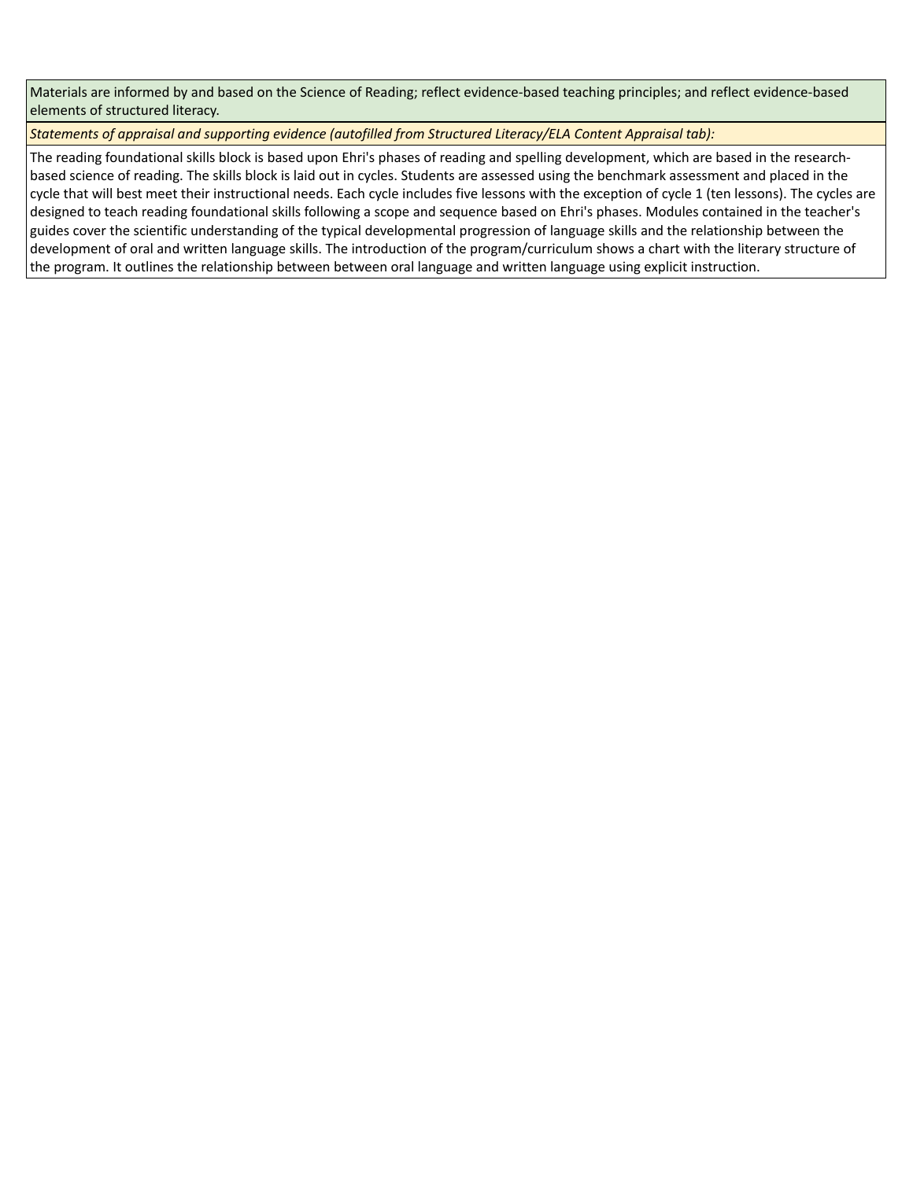| Materials are informed by and based on the Science of Reading; reflect evidence-based teaching principles; and reflect evidence-based elements of structured literacy. |
| --- |
| *Statements of appraisal and supporting evidence (autofilled from Structured Literacy/ELA Content Appraisal tab):* |
| The reading foundational skills block is based upon Ehri's phases of reading and spelling development, which are based in the research-based science of reading. The skills block is laid out in cycles. Students are assessed using the benchmark assessment and placed in the cycle that will best meet their instructional needs. Each cycle includes five lessons with the exception of cycle 1 (ten lessons). The cycles are designed to teach reading foundational skills following a scope and sequence based on Ehri's phases. Modules contained in the teacher's guides cover the scientific understanding of the typical developmental progression of language skills and the relationship between the development of oral and written language skills. The introduction of the program/curriculum shows a chart with the literary structure of the program. It outlines the relationship between between oral language and written language using explicit instruction. |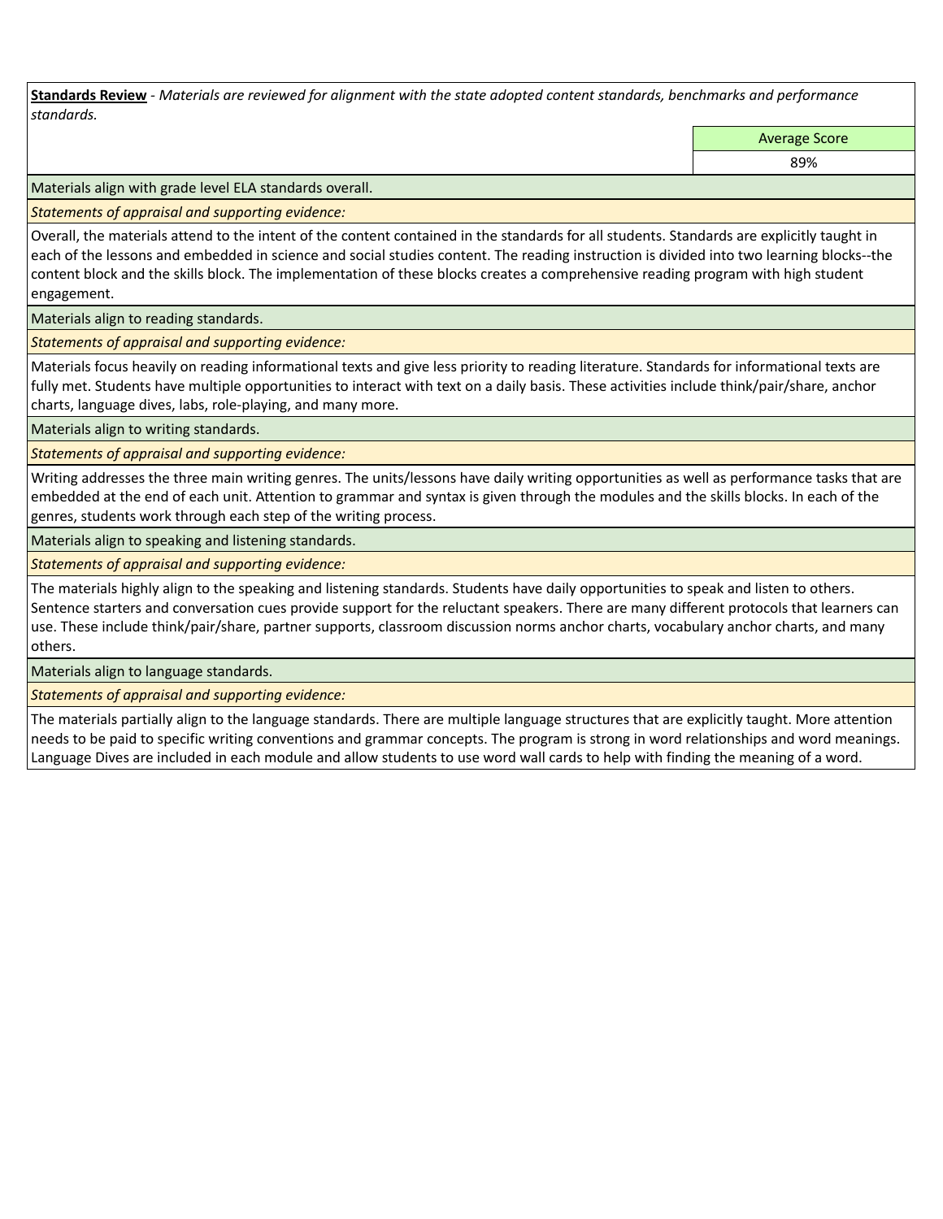**Standards Review** - *Materials are reviewed for alignment with the state adopted content standards, benchmarks and performance standards.*

| | Average Score |
|---|---|
| | 89% |

Materials align with grade level ELA standards overall.

*Statements of appraisal and supporting evidence:*

Overall, the materials attend to the intent of the content contained in the standards for all students. Standards are explicitly taught in each of the lessons and embedded in science and social studies content. The reading instruction is divided into two learning blocks--the content block and the skills block. The implementation of these blocks creates a comprehensive reading program with high student engagement.

Materials align to reading standards.

*Statements of appraisal and supporting evidence:*

Materials focus heavily on reading informational texts and give less priority to reading literature. Standards for informational texts are fully met. Students have multiple opportunities to interact with text on a daily basis. These activities include think/pair/share, anchor charts, language dives, labs, role-playing, and many more.

Materials align to writing standards.

*Statements of appraisal and supporting evidence:*

Writing addresses the three main writing genres. The units/lessons have daily writing opportunities as well as performance tasks that are embedded at the end of each unit. Attention to grammar and syntax is given through the modules and the skills blocks. In each of the genres, students work through each step of the writing process.

Materials align to speaking and listening standards.

*Statements of appraisal and supporting evidence:*

The materials highly align to the speaking and listening standards. Students have daily opportunities to speak and listen to others. Sentence starters and conversation cues provide support for the reluctant speakers. There are many different protocols that learners can use. These include think/pair/share, partner supports, classroom discussion norms anchor charts, vocabulary anchor charts, and many others.

Materials align to language standards.

*Statements of appraisal and supporting evidence:*

The materials partially align to the language standards. There are multiple language structures that are explicitly taught. More attention needs to be paid to specific writing conventions and grammar concepts. The program is strong in word relationships and word meanings. Language Dives are included in each module and allow students to use word wall cards to help with finding the meaning of a word.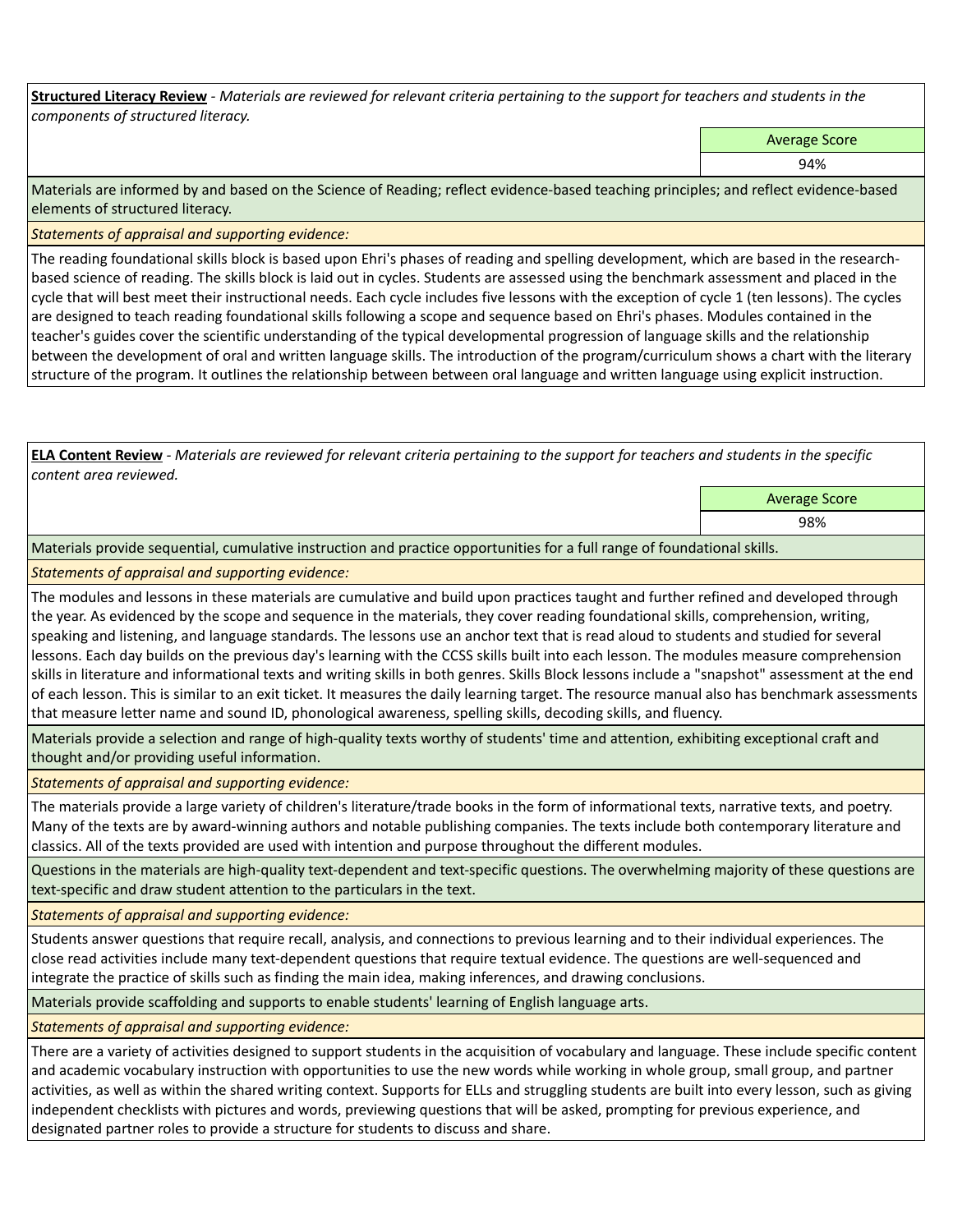**Structured Literacy Review** - *Materials are reviewed for relevant criteria pertaining to the support for teachers and students in the components of structured literacy.*

| Average Score |
|---|
| 94% |

Materials are informed by and based on the Science of Reading; reflect evidence-based teaching principles; and reflect evidence-based elements of structured literacy.

*Statements of appraisal and supporting evidence:*

The reading foundational skills block is based upon Ehri's phases of reading and spelling development, which are based in the research-based science of reading. The skills block is laid out in cycles. Students are assessed using the benchmark assessment and placed in the cycle that will best meet their instructional needs. Each cycle includes five lessons with the exception of cycle 1 (ten lessons). The cycles are designed to teach reading foundational skills following a scope and sequence based on Ehri's phases. Modules contained in the teacher's guides cover the scientific understanding of the typical developmental progression of language skills and the relationship between the development of oral and written language skills. The introduction of the program/curriculum shows a chart with the literary structure of the program. It outlines the relationship between between oral language and written language using explicit instruction.

**ELA Content Review** - *Materials are reviewed for relevant criteria pertaining to the support for teachers and students in the specific content area reviewed.*

| Average Score |
|---|
| 98% |

Materials provide sequential, cumulative instruction and practice opportunities for a full range of foundational skills.

*Statements of appraisal and supporting evidence:*

The modules and lessons in these materials are cumulative and build upon practices taught and further refined and developed through the year. As evidenced by the scope and sequence in the materials, they cover reading foundational skills, comprehension, writing, speaking and listening, and language standards. The lessons use an anchor text that is read aloud to students and studied for several lessons. Each day builds on the previous day's learning with the CCSS skills built into each lesson. The modules measure comprehension skills in literature and informational texts and writing skills in both genres. Skills Block lessons include a "snapshot" assessment at the end of each lesson. This is similar to an exit ticket. It measures the daily learning target. The resource manual also has benchmark assessments that measure letter name and sound ID, phonological awareness, spelling skills, decoding skills, and fluency.

Materials provide a selection and range of high-quality texts worthy of students' time and attention, exhibiting exceptional craft and thought and/or providing useful information.

*Statements of appraisal and supporting evidence:*

The materials provide a large variety of children's literature/trade books in the form of informational texts, narrative texts, and poetry. Many of the texts are by award-winning authors and notable publishing companies. The texts include both contemporary literature and classics. All of the texts provided are used with intention and purpose throughout the different modules.

Questions in the materials are high-quality text-dependent and text-specific questions. The overwhelming majority of these questions are text-specific and draw student attention to the particulars in the text.

*Statements of appraisal and supporting evidence:*

Students answer questions that require recall, analysis, and connections to previous learning and to their individual experiences. The close read activities include many text-dependent questions that require textual evidence. The questions are well-sequenced and integrate the practice of skills such as finding the main idea, making inferences, and drawing conclusions.

Materials provide scaffolding and supports to enable students' learning of English language arts.

*Statements of appraisal and supporting evidence:*

There are a variety of activities designed to support students in the acquisition of vocabulary and language. These include specific content and academic vocabulary instruction with opportunities to use the new words while working in whole group, small group, and partner activities, as well as within the shared writing context. Supports for ELLs and struggling students are built into every lesson, such as giving independent checklists with pictures and words, previewing questions that will be asked, prompting for previous experience, and designated partner roles to provide a structure for students to discuss and share.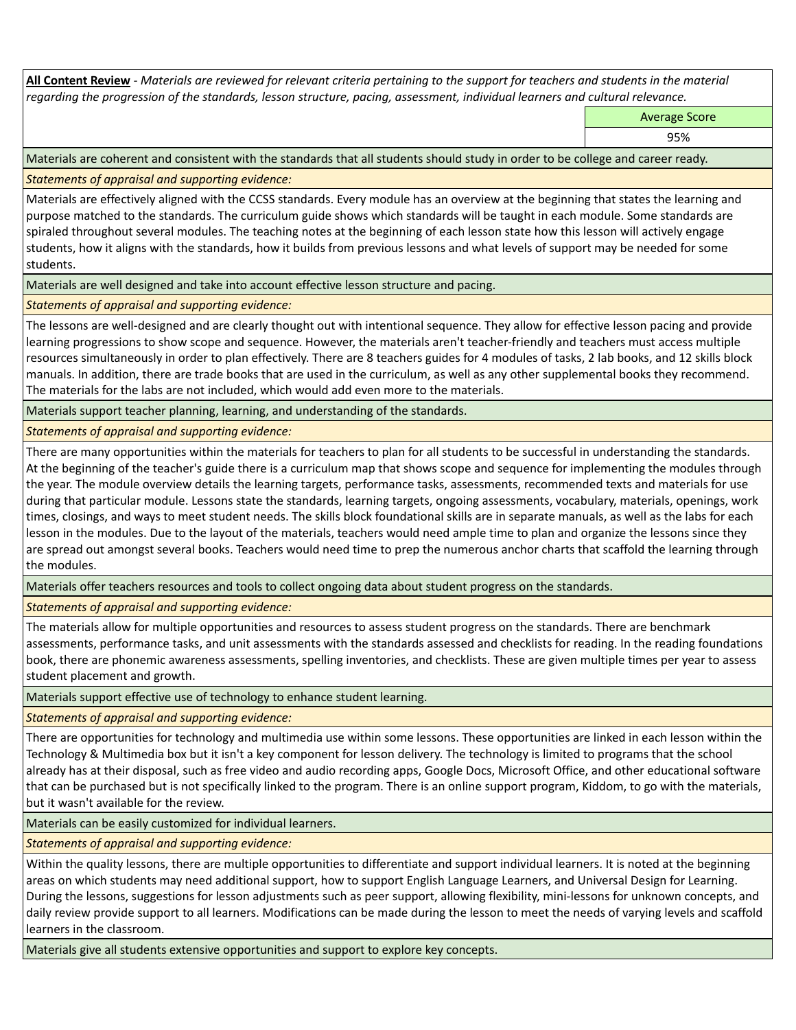**All Content Review** - *Materials are reviewed for relevant criteria pertaining to the support for teachers and students in the material regarding the progression of the standards, lesson structure, pacing, assessment, individual learners and cultural relevance.*

| Average Score |
| --- |
| 95% |

Materials are coherent and consistent with the standards that all students should study in order to be college and career ready.

*Statements of appraisal and supporting evidence:*

Materials are effectively aligned with the CCSS standards. Every module has an overview at the beginning that states the learning and purpose matched to the standards. The curriculum guide shows which standards will be taught in each module. Some standards are spiraled throughout several modules. The teaching notes at the beginning of each lesson state how this lesson will actively engage students, how it aligns with the standards, how it builds from previous lessons and what levels of support may be needed for some students.

Materials are well designed and take into account effective lesson structure and pacing.

*Statements of appraisal and supporting evidence:*

The lessons are well-designed and are clearly thought out with intentional sequence. They allow for effective lesson pacing and provide learning progressions to show scope and sequence. However, the materials aren't teacher-friendly and teachers must access multiple resources simultaneously in order to plan effectively. There are 8 teachers guides for 4 modules of tasks, 2 lab books, and 12 skills block manuals. In addition, there are trade books that are used in the curriculum, as well as any other supplemental books they recommend. The materials for the labs are not included, which would add even more to the materials.

Materials support teacher planning, learning, and understanding of the standards.

*Statements of appraisal and supporting evidence:*

There are many opportunities within the materials for teachers to plan for all students to be successful in understanding the standards. At the beginning of the teacher's guide there is a curriculum map that shows scope and sequence for implementing the modules through the year. The module overview details the learning targets, performance tasks, assessments, recommended texts and materials for use during that particular module. Lessons state the standards, learning targets, ongoing assessments, vocabulary, materials, openings, work times, closings, and ways to meet student needs. The skills block foundational skills are in separate manuals, as well as the labs for each lesson in the modules. Due to the layout of the materials, teachers would need ample time to plan and organize the lessons since they are spread out amongst several books. Teachers would need time to prep the numerous anchor charts that scaffold the learning through the modules.

Materials offer teachers resources and tools to collect ongoing data about student progress on the standards.

*Statements of appraisal and supporting evidence:*

The materials allow for multiple opportunities and resources to assess student progress on the standards. There are benchmark assessments, performance tasks, and unit assessments with the standards assessed and checklists for reading. In the reading foundations book, there are phonemic awareness assessments, spelling inventories, and checklists. These are given multiple times per year to assess student placement and growth.

Materials support effective use of technology to enhance student learning.

*Statements of appraisal and supporting evidence:*

There are opportunities for technology and multimedia use within some lessons. These opportunities are linked in each lesson within the Technology & Multimedia box but it isn't a key component for lesson delivery. The technology is limited to programs that the school already has at their disposal, such as free video and audio recording apps, Google Docs, Microsoft Office, and other educational software that can be purchased but is not specifically linked to the program. There is an online support program, Kiddom, to go with the materials, but it wasn't available for the review.

Materials can be easily customized for individual learners.

*Statements of appraisal and supporting evidence:*

Within the quality lessons, there are multiple opportunities to differentiate and support individual learners. It is noted at the beginning areas on which students may need additional support, how to support English Language Learners, and Universal Design for Learning. During the lessons, suggestions for lesson adjustments such as peer support, allowing flexibility, mini-lessons for unknown concepts, and daily review provide support to all learners. Modifications can be made during the lesson to meet the needs of varying levels and scaffold learners in the classroom.

Materials give all students extensive opportunities and support to explore key concepts.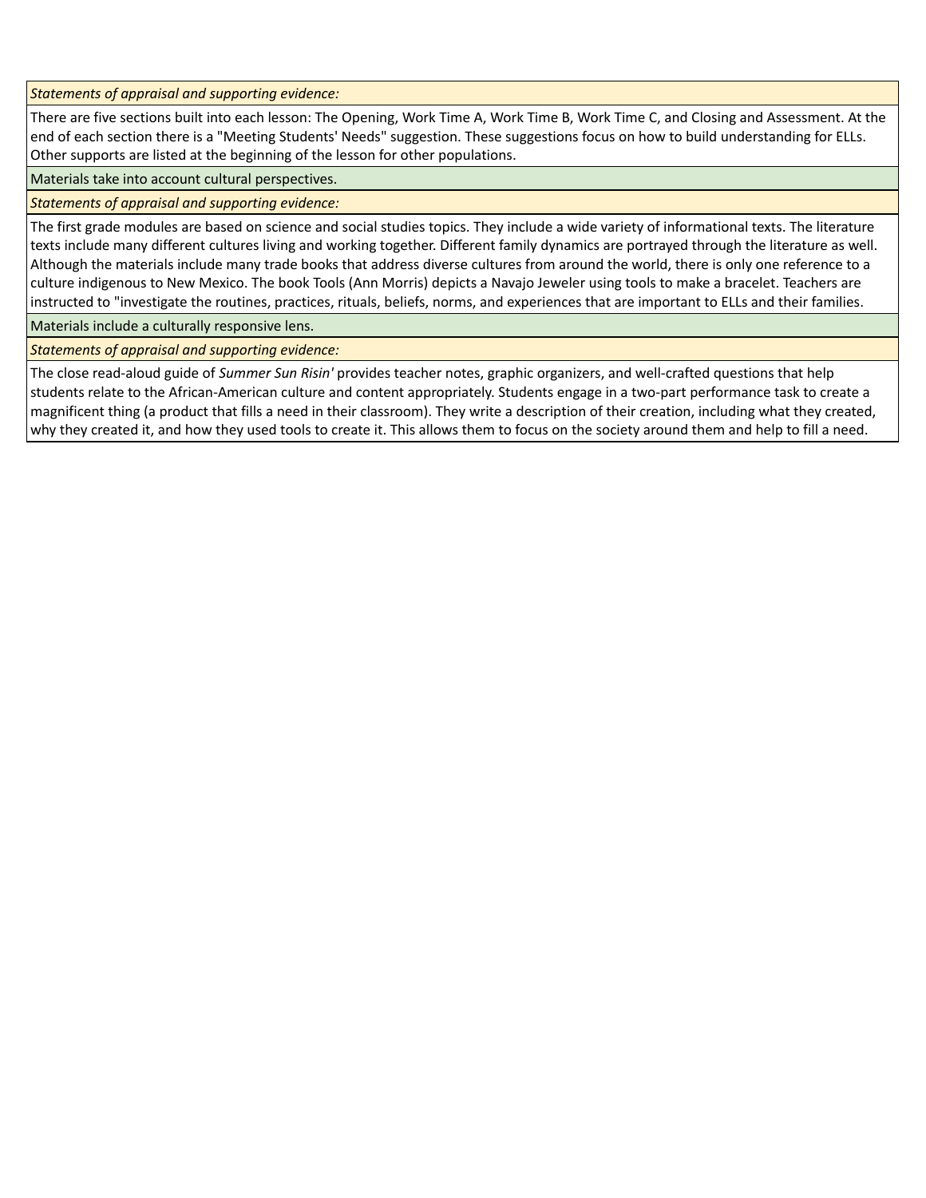*Statements of appraisal and supporting evidence:*

There are five sections built into each lesson: The Opening, Work Time A, Work Time B, Work Time C, and Closing and Assessment. At the end of each section there is a "Meeting Students' Needs" suggestion. These suggestions focus on how to build understanding for ELLs. Other supports are listed at the beginning of the lesson for other populations.

Materials take into account cultural perspectives.

*Statements of appraisal and supporting evidence:*

The first grade modules are based on science and social studies topics. They include a wide variety of informational texts. The literature texts include many different cultures living and working together. Different family dynamics are portrayed through the literature as well. Although the materials include many trade books that address diverse cultures from around the world, there is only one reference to a culture indigenous to New Mexico. The book Tools (Ann Morris) depicts a Navajo Jeweler using tools to make a bracelet. Teachers are instructed to "investigate the routines, practices, rituals, beliefs, norms, and experiences that are important to ELLs and their families.

Materials include a culturally responsive lens.

*Statements of appraisal and supporting evidence:*

The close read-aloud guide of *Summer Sun Risin'* provides teacher notes, graphic organizers, and well-crafted questions that help students relate to the African-American culture and content appropriately. Students engage in a two-part performance task to create a magnificent thing (a product that fills a need in their classroom). They write a description of their creation, including what they created, why they created it, and how they used tools to create it. This allows them to focus on the society around them and help to fill a need.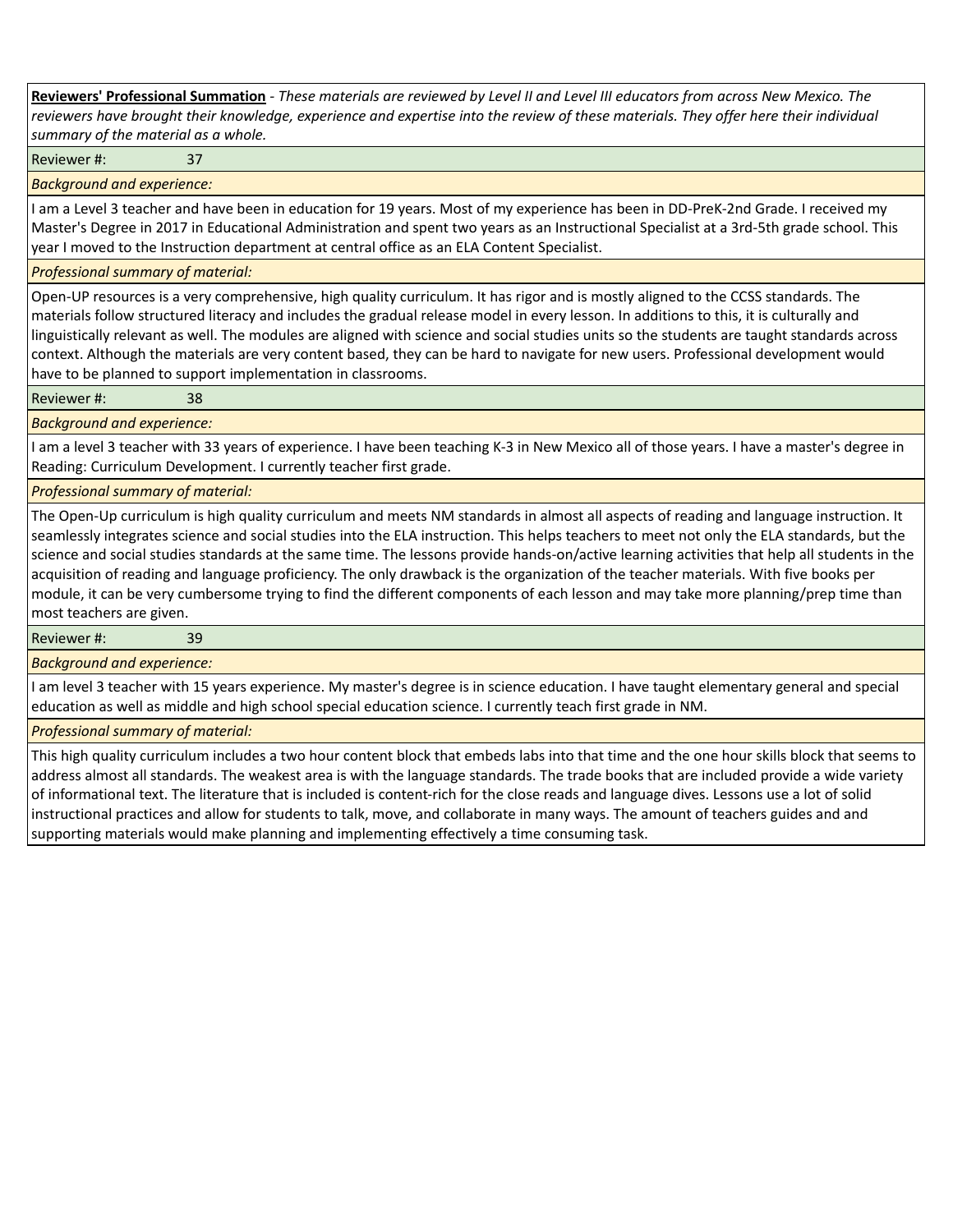**<u>Reviewers' Professional Summation</u>** - *These materials are reviewed by Level II and Level III educators from across New Mexico. The reviewers have brought their knowledge, experience and expertise into the review of these materials. They offer here their individual summary of the material as a whole.*

Reviewer #: 37

*Background and experience:*

I am a Level 3 teacher and have been in education for 19 years. Most of my experience has been in DD-PreK-2nd Grade. I received my Master's Degree in 2017 in Educational Administration and spent two years as an Instructional Specialist at a 3rd-5th grade school. This year I moved to the Instruction department at central office as an ELA Content Specialist.

*Professional summary of material:*

Open-UP resources is a very comprehensive, high quality curriculum. It has rigor and is mostly aligned to the CCSS standards. The materials follow structured literacy and includes the gradual release model in every lesson. In additions to this, it is culturally and linguistically relevant as well. The modules are aligned with science and social studies units so the students are taught standards across context. Although the materials are very content based, they can be hard to navigate for new users. Professional development would have to be planned to support implementation in classrooms.

Reviewer #: 38

*Background and experience:*

I am a level 3 teacher with 33 years of experience. I have been teaching K-3 in New Mexico all of those years. I have a master's degree in Reading: Curriculum Development. I currently teacher first grade.

*Professional summary of material:*

The Open-Up curriculum is high quality curriculum and meets NM standards in almost all aspects of reading and language instruction. It seamlessly integrates science and social studies into the ELA instruction. This helps teachers to meet not only the ELA standards, but the science and social studies standards at the same time. The lessons provide hands-on/active learning activities that help all students in the acquisition of reading and language proficiency. The only drawback is the organization of the teacher materials. With five books per module, it can be very cumbersome trying to find the different components of each lesson and may take more planning/prep time than most teachers are given.

Reviewer #: 39

*Background and experience:*

I am level 3 teacher with 15 years experience. My master's degree is in science education. I have taught elementary general and special education as well as middle and high school special education science. I currently teach first grade in NM.

*Professional summary of material:*

This high quality curriculum includes a two hour content block that embeds labs into that time and the one hour skills block that seems to address almost all standards. The weakest area is with the language standards. The trade books that are included provide a wide variety of informational text. The literature that is included is content-rich for the close reads and language dives. Lessons use a lot of solid instructional practices and allow for students to talk, move, and collaborate in many ways. The amount of teachers guides and and supporting materials would make planning and implementing effectively a time consuming task.